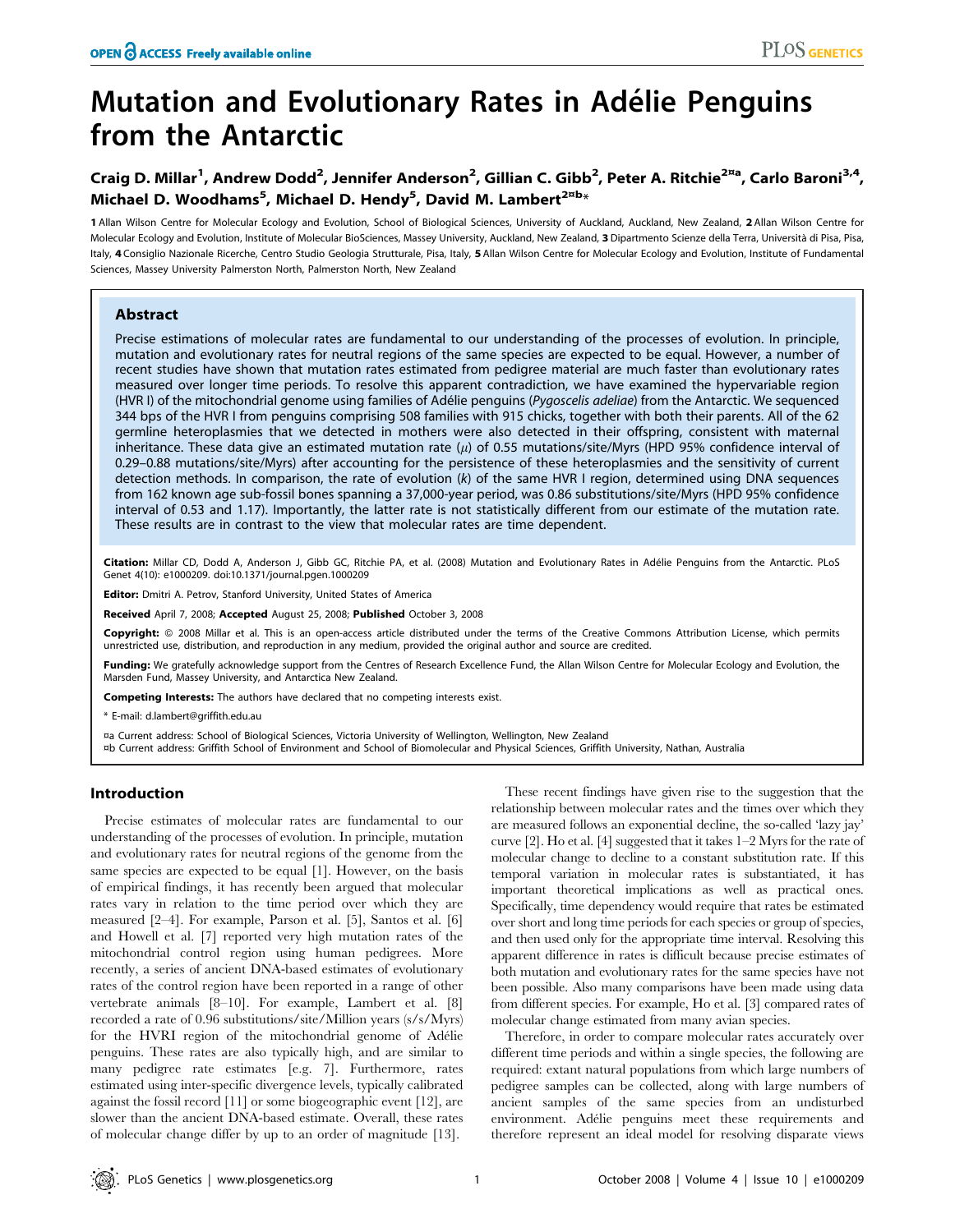# Mutation and Evolutionary Rates in Adélie Penguins from the Antarctic

**Craig D. Millar[1], Andrew Dodd[2], Jennifer Anderson[2], Gillian C. Gibb[2], Peter A. Ritchie[2¤a], Carlo Baroni[3,4], Michael D. Woodhams[5], Michael D. Hendy[5], David M. Lambert[2¤b]***

**1** Allan Wilson Centre for Molecular Ecology and Evolution, School of Biological Sciences, University of Auckland, Auckland, New Zealand, **2** Allan Wilson Centre for Molecular Ecology and Evolution, Institute of Molecular BioSciences, Massey University, Auckland, New Zealand, **3** Dipartmento Scienze della Terra, Università di Pisa, Pisa, Italy, **4** Consiglio Nazionale Ricerche, Centro Studio Geologia Strutturale, Pisa, Italy, **5** Allan Wilson Centre for Molecular Ecology and Evolution, Institute of Fundamental Sciences, Massey University Palmerston North, Palmerston North, New Zealand

## Abstract

Precise estimations of molecular rates are fundamental to our understanding of the processes of evolution. In principle, mutation and evolutionary rates for neutral regions of the same species are expected to be equal. However, a number of recent studies have shown that mutation rates estimated from pedigree material are much faster than evolutionary rates measured over longer time periods. To resolve this apparent contradiction, we have examined the hypervariable region (HVR I) of the mitochondrial genome using families of Adélie penguins (*Pygoscelis adeliae*) from the Antarctic. We sequenced 344 bps of the HVR I from penguins comprising 508 families with 915 chicks, together with both their parents. All of the 62 germline heteroplasmies that we detected in mothers were also detected in their offspring, consistent with maternal inheritance. These data give an estimated mutation rate ($\mu$) of 0.55 mutations/site/Myrs (HPD 95% confidence interval of 0.29–0.88 mutations/site/Myrs) after accounting for the persistence of these heteroplasmies and the sensitivity of current detection methods. In comparison, the rate of evolution ($k$) of the same HVR I region, determined using DNA sequences from 162 known age sub-fossil bones spanning a 37,000-year period, was 0.86 substitutions/site/Myrs (HPD 95% confidence interval of 0.53 and 1.17). Importantly, the latter rate is not statistically different from our estimate of the mutation rate. These results are in contrast to the view that molecular rates are time dependent.

**Citation:** Millar CD, Dodd A, Anderson J, Gibb GC, Ritchie PA, et al. (2008) Mutation and Evolutionary Rates in Adélie Penguins from the Antarctic. PLoS Genet 4(10): e1000209. doi:10.1371/journal.pgen.1000209

**Editor:** Dmitri A. Petrov, Stanford University, United States of America

**Received** April 7, 2008; **Accepted** August 25, 2008; **Published** October 3, 2008

**Copyright:** © 2008 Millar et al. This is an open-access article distributed under the terms of the Creative Commons Attribution License, which permits unrestricted use, distribution, and reproduction in any medium, provided the original author and source are credited.

**Funding:** We gratefully acknowledge support from the Centres of Research Excellence Fund, the Allan Wilson Centre for Molecular Ecology and Evolution, the Marsden Fund, Massey University, and Antarctica New Zealand.

**Competing Interests:** The authors have declared that no competing interests exist.

\* E-mail: d.lambert@griffith.edu.au

¤a Current address: School of Biological Sciences, Victoria University of Wellington, Wellington, New Zealand
¤b Current address: Griffith School of Environment and School of Biomolecular and Physical Sciences, Griffith University, Nathan, Australia

## Introduction

Precise estimates of molecular rates are fundamental to our understanding of the processes of evolution. In principle, mutation and evolutionary rates for neutral regions of the genome from the same species are expected to be equal [1]. However, on the basis of empirical findings, it has recently been argued that molecular rates vary in relation to the time period over which they are measured [2–4]. For example, Parson et al. [5], Santos et al. [6] and Howell et al. [7] reported very high mutation rates of the mitochondrial control region using human pedigrees. More recently, a series of ancient DNA-based estimates of evolutionary rates of the control region have been reported in a range of other vertebrate animals [8–10]. For example, Lambert et al. [8] recorded a rate of 0.96 substitutions/site/Million years (s/s/Myrs) for the HVRI region of the mitochondrial genome of Adélie penguins. These rates are also typically high, and are similar to many pedigree rate estimates [e.g. 7]. Furthermore, rates estimated using inter-specific divergence levels, typically calibrated against the fossil record [11] or some biogeographic event [12], are slower than the ancient DNA-based estimate. Overall, these rates of molecular change differ by up to an order of magnitude [13].

These recent findings have given rise to the suggestion that the relationship between molecular rates and the times over which they are measured follows an exponential decline, the so-called 'lazy jay' curve [2]. Ho et al. [4] suggested that it takes 1–2 Myrs for the rate of molecular change to decline to a constant substitution rate. If this temporal variation in molecular rates is substantiated, it has important theoretical implications as well as practical ones. Specifically, time dependency would require that rates be estimated over short and long time periods for each species or group of species, and then used only for the appropriate time interval. Resolving this apparent difference in rates is difficult because precise estimates of both mutation and evolutionary rates for the same species have not been possible. Also many comparisons have been made using data from different species. For example, Ho et al. [3] compared rates of molecular change estimated from many avian species.

Therefore, in order to compare molecular rates accurately over different time periods and within a single species, the following are required: extant natural populations from which large numbers of pedigree samples can be collected, along with large numbers of ancient samples of the same species from an undisturbed environment. Adélie penguins meet these requirements and therefore represent an ideal model for resolving disparate views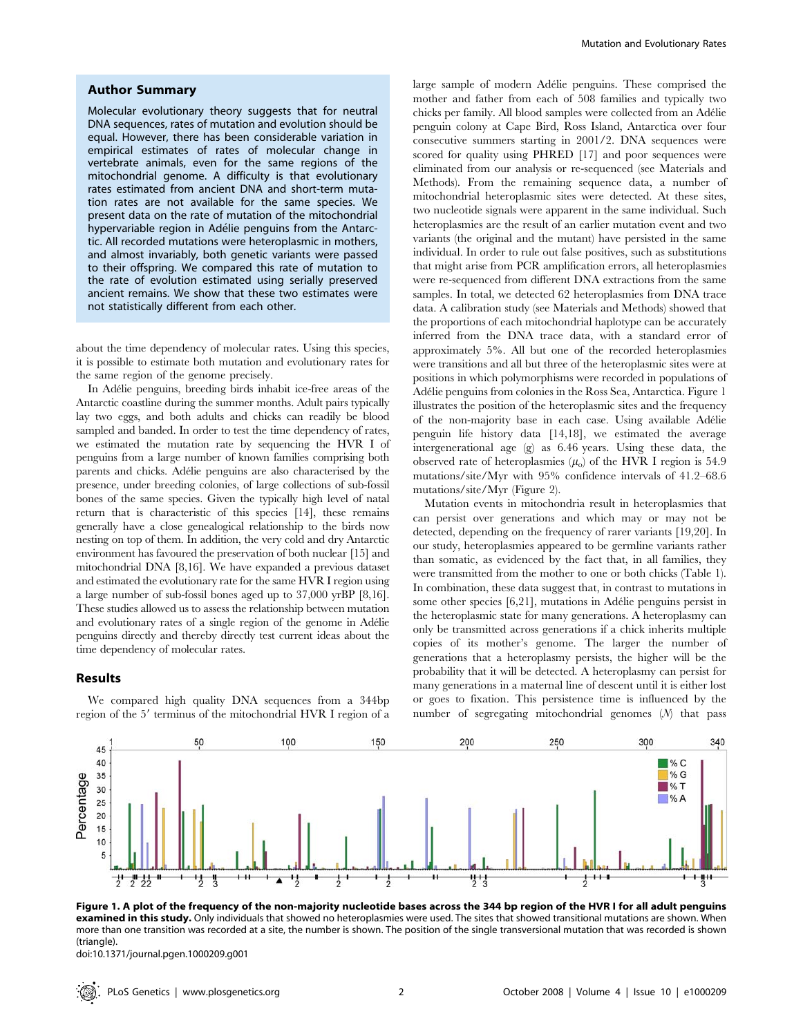## Author Summary

Molecular evolutionary theory suggests that for neutral DNA sequences, rates of mutation and evolution should be equal. However, there has been considerable variation in empirical estimates of rates of molecular change in vertebrate animals, even for the same regions of the mitochondrial genome. A difficulty is that evolutionary rates estimated from ancient DNA and short-term mutation rates are not available for the same species. We present data on the rate of mutation of the mitochondrial hypervariable region in Adélie penguins from the Antarctic. All recorded mutations were heteroplasmic in mothers, and almost invariably, both genetic variants were passed to their offspring. We compared this rate of mutation to the rate of evolution estimated using serially preserved ancient remains. We show that these two estimates were not statistically different from each other.

about the time dependency of molecular rates. Using this species, it is possible to estimate both mutation and evolutionary rates for the same region of the genome precisely.

In Adélie penguins, breeding birds inhabit ice-free areas of the Antarctic coastline during the summer months. Adult pairs typically lay two eggs, and both adults and chicks can readily be blood sampled and banded. In order to test the time dependency of rates, we estimated the mutation rate by sequencing the HVR I of penguins from a large number of known families comprising both parents and chicks. Adélie penguins are also characterised by the presence, under breeding colonies, of large collections of sub-fossil bones of the same species. Given the typically high level of natal return that is characteristic of this species [14], these remains generally have a close genealogical relationship to the birds now nesting on top of them. In addition, the very cold and dry Antarctic environment has favoured the preservation of both nuclear [15] and mitochondrial DNA [8,16]. We have expanded a previous dataset and estimated the evolutionary rate for the same HVR I region using a large number of sub-fossil bones aged up to 37,000 yrBP [8,16]. These studies allowed us to assess the relationship between mutation and evolutionary rates of a single region of the genome in Adélie penguins directly and thereby directly test current ideas about the time dependency of molecular rates.

## Results

We compared high quality DNA sequences from a 344bp region of the 5′ terminus of the mitochondrial HVR I region of a large sample of modern Adélie penguins. These comprised the mother and father from each of 508 families and typically two chicks per family. All blood samples were collected from an Adélie penguin colony at Cape Bird, Ross Island, Antarctica over four consecutive summers starting in 2001/2. DNA sequences were scored for quality using PHRED [17] and poor sequences were eliminated from our analysis or re-sequenced (see Materials and Methods). From the remaining sequence data, a number of mitochondrial heteroplasmic sites were detected. At these sites, two nucleotide signals were apparent in the same individual. Such heteroplasmies are the result of an earlier mutation event and two variants (the original and the mutant) have persisted in the same individual. In order to rule out false positives, such as substitutions that might arise from PCR amplification errors, all heteroplasmies were re-sequenced from different DNA extractions from the same samples. In total, we detected 62 heteroplasmies from DNA trace data. A calibration study (see Materials and Methods) showed that the proportions of each mitochondrial haplotype can be accurately inferred from the DNA trace data, with a standard error of approximately 5%. All but one of the recorded heteroplasmies were transitions and all but three of the heteroplasmic sites were at positions in which polymorphisms were recorded in populations of Adélie penguins from colonies in the Ross Sea, Antarctica. Figure 1 illustrates the position of the heteroplasmic sites and the frequency of the non-majority base in each case. Using available Adélie penguin life history data [14,18], we estimated the average intergenerational age (g) as 6.46 years. Using these data, the observed rate of heteroplasmies ($\mu_o$) of the HVR I region is 54.9 mutations/site/Myr with 95% confidence intervals of 41.2–68.6 mutations/site/Myr (Figure 2).

Mutation events in mitochondria result in heteroplasmies that can persist over generations and which may or may not be detected, depending on the frequency of rarer variants [19,20]. In our study, heteroplasmies appeared to be germline variants rather than somatic, as evidenced by the fact that, in all families, they were transmitted from the mother to one or both chicks (Table 1). In combination, these data suggest that, in contrast to mutations in some other species [6,21], mutations in Adélie penguins persist in the heteroplasmic state for many generations. A heteroplasmy can only be transmitted across generations if a chick inherits multiple copies of its mother's genome. The larger the number of generations that a heteroplasmy persists, the higher will be the probability that it will be detected. A heteroplasmy can persist for many generations in a maternal line of descent until it is either lost or goes to fixation. This persistence time is influenced by the number of segregating mitochondrial genomes ($N$) that pass

Percentage
45
40
35
30
25
20
15
10
5
1 50 100 150 200 250 300 340
% C
% G
% T
% A
2 2 22 2 3 2 2 2 2 3 2 3

**Figure 1. A plot of the frequency of the non-majority nucleotide bases across the 344 bp region of the HVR I for all adult penguins examined in this study.** Only individuals that showed no heteroplasmies were used. The sites that showed transitional mutations are shown. When more than one transition was recorded at a site, the number is shown. The position of the single transversional mutation that was recorded is shown (triangle).
doi:10.1371/journal.pgen.1000209.g001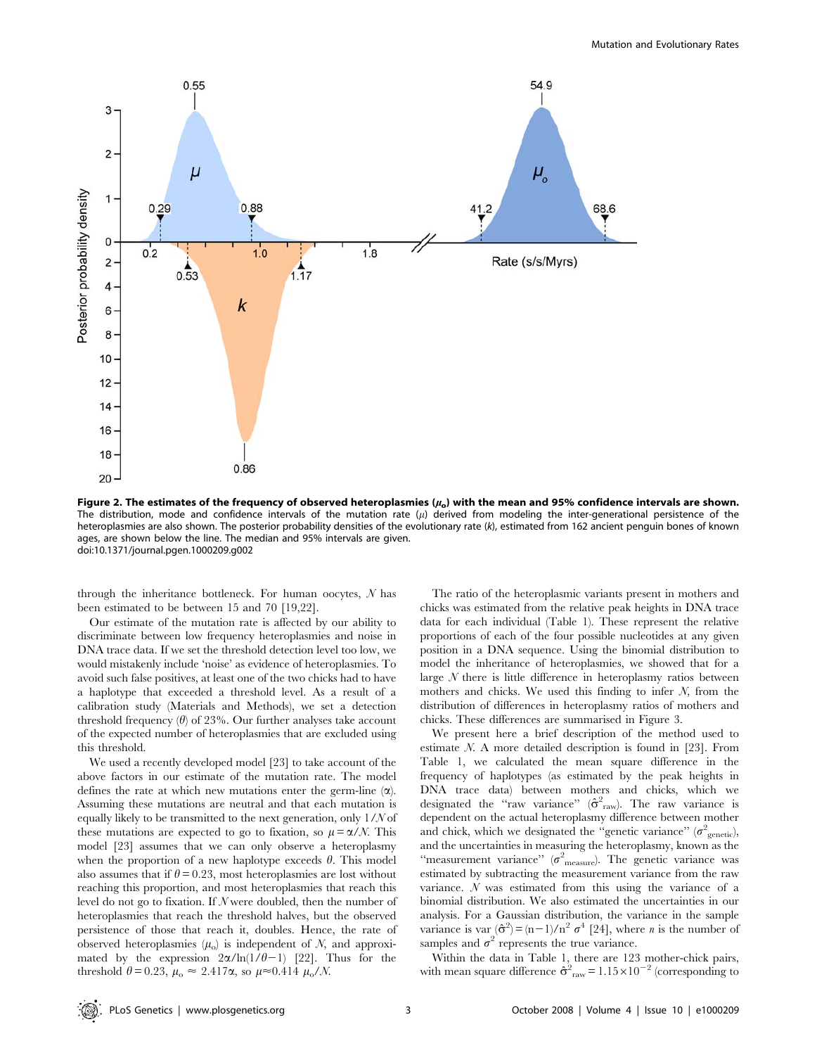**Figure 2. The estimates of the frequency of observed heteroplasmies ($\mu_o$) with the mean and 95% confidence intervals are shown.** The distribution, mode and confidence intervals of the mutation rate ($\mu$) derived from modeling the inter-generational persistence of the heteroplasmies are also shown. The posterior probability densities of the evolutionary rate ($k$), estimated from 162 ancient penguin bones of known ages, are shown below the line. The median and 95% intervals are given.
doi:10.1371/journal.pgen.1000209.g002

through the inheritance bottleneck. For human oocytes, $N$ has been estimated to be between 15 and 70 [19,22].

Our estimate of the mutation rate is affected by our ability to discriminate between low frequency heteroplasmies and noise in DNA trace data. If we set the threshold detection level too low, we would mistakenly include 'noise' as evidence of heteroplasmies. To avoid such false positives, at least one of the two chicks had to have a haplotype that exceeded a threshold level. As a result of a calibration study (Materials and Methods), we set a detection threshold frequency ($\theta$) of 23%. Our further analyses take account of the expected number of heteroplasmies that are excluded using this threshold.

We used a recently developed model [23] to take account of the above factors in our estimate of the mutation rate. The model defines the rate at which new mutations enter the germ-line ($\alpha$). Assuming these mutations are neutral and that each mutation is equally likely to be transmitted to the next generation, only $1/N$ of these mutations are expected to go to fixation, so $\mu = \alpha/N$. This model [23] assumes that we can only observe a heteroplasmy when the proportion of a new haplotype exceeds $\theta$. This model also assumes that if $\theta = 0.23$, most heteroplasmies are lost without reaching this proportion, and most heteroplasmies that reach this level do not go to fixation. If $N$ were doubled, then the number of heteroplasmies that reach the threshold halves, but the observed persistence of those that reach it, doubles. Hence, the rate of observed heteroplasmies ($\mu_o$) is independent of $N$, and approximated by the expression $2\alpha/\ln(1/\theta - 1)$ [22]. Thus for the threshold $\theta = 0.23$, $\mu_o \approx 2.417\alpha$, so $\mu \approx 0.414\ \mu_o/N$.

The ratio of the heteroplasmic variants present in mothers and chicks was estimated from the relative peak heights in DNA trace data for each individual (Table 1). These represent the relative proportions of each of the four possible nucleotides at any given position in a DNA sequence. Using the binomial distribution to model the inheritance of heteroplasmies, we showed that for a large $N$ there is little difference in heteroplasmy ratios between mothers and chicks. We used this finding to infer $N$, from the distribution of differences in heteroplasmy ratios of mothers and chicks. These differences are summarised in Figure 3.

We present here a brief description of the method used to estimate $N$. A more detailed description is found in [23]. From Table 1, we calculated the mean square difference in the frequency of haplotypes (as estimated by the peak heights in DNA trace data) between mothers and chicks, which we designated the "raw variance" ($\hat{\sigma}^2_{raw}$). The raw variance is dependent on the actual heteroplasmy difference between mother and chick, which we designated the "genetic variance" ($\sigma^2_{genetic}$), and the uncertainties in measuring the heteroplasmy, known as the "measurement variance" ($\sigma^2_{measure}$). The genetic variance was estimated by subtracting the measurement variance from the raw variance. $N$ was estimated from this using the variance of a binomial distribution. We also estimated the uncertainties in our analysis. For a Gaussian distribution, the variance in the sample variance is $\mathrm{var}(\hat{\sigma}^2) = (n-1)/n^2\ \sigma^4$ [24], where $n$ is the number of samples and $\sigma^2$ represents the true variance.

Within the data in Table 1, there are 123 mother-chick pairs, with mean square difference $\hat{\sigma}^2_{raw} = 1.15 \times 10^{-2}$ (corresponding to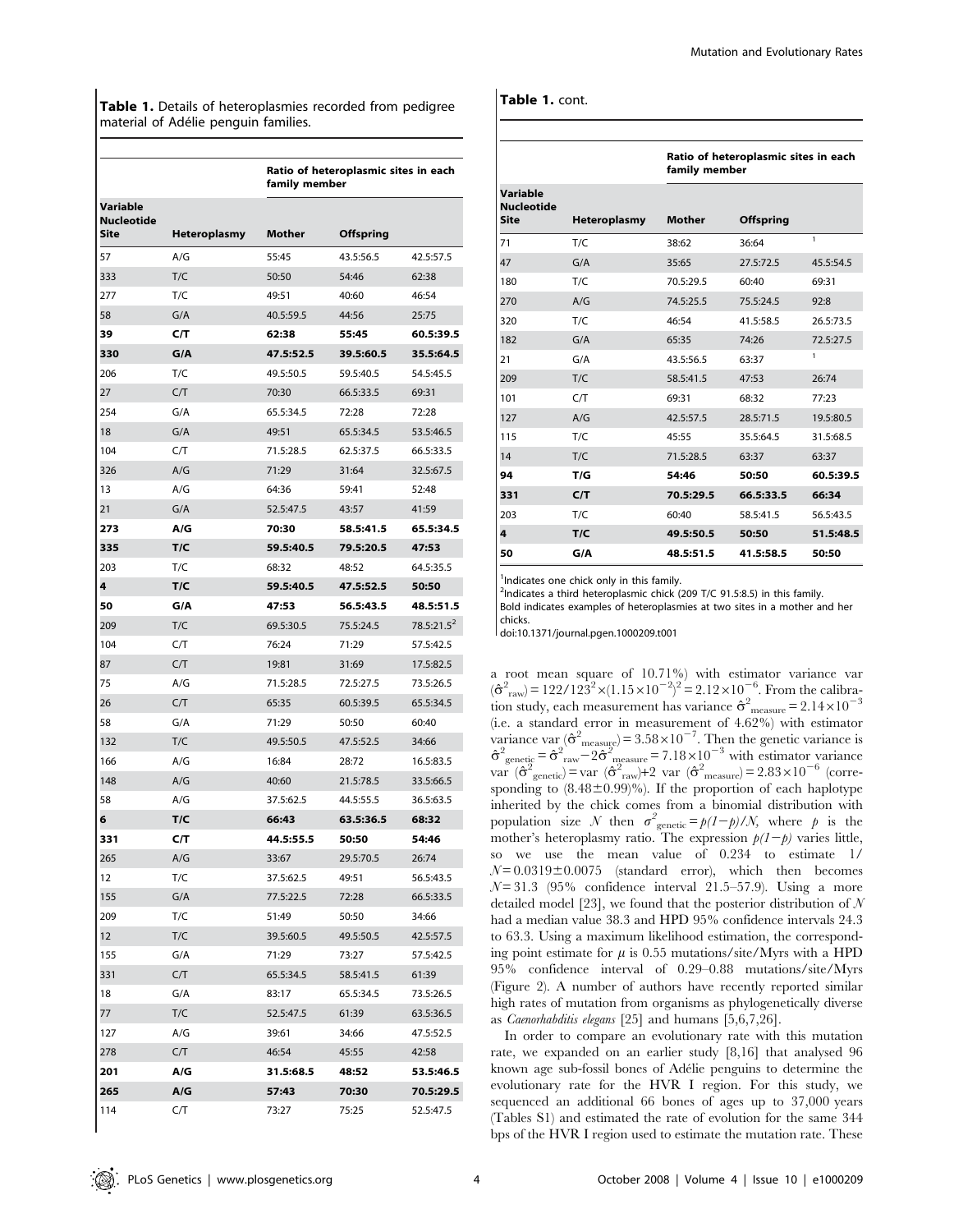**Table 1.** Details of heteroplasmies recorded from pedigree material of Adélie penguin families.

| Variable Nucleotide Site | Heteroplasmy | Ratio of heteroplasmic sites in each family member | | |
|---|---|---|---|---|
| | | Mother | Offspring | |
| 57 | A/G | 55:45 | 43.5:56.5 | 42.5:57.5 |
| 333 | T/C | 50:50 | 54:46 | 62:38 |
| 277 | T/C | 49:51 | 40:60 | 46:54 |
| 58 | G/A | 40.5:59.5 | 44:56 | 25:75 |
| **39** | **C/T** | **62:38** | **55:45** | **60.5:39.5** |
| **330** | **G/A** | **47.5:52.5** | **39.5:60.5** | **35.5:64.5** |
| 206 | T/C | 49.5:50.5 | 59.5:40.5 | 54.5:45.5 |
| 27 | C/T | 70:30 | 66.5:33.5 | 69:31 |
| 254 | G/A | 65.5:34.5 | 72:28 | 72:28 |
| 18 | G/A | 49:51 | 65.5:34.5 | 53.5:46.5 |
| 104 | C/T | 71.5:28.5 | 62.5:37.5 | 66.5:33.5 |
| 326 | A/G | 71:29 | 31:64 | 32.5:67.5 |
| 13 | A/G | 64:36 | 59:41 | 52:48 |
| 21 | G/A | 52.5:47.5 | 43:57 | 41:59 |
| **273** | **A/G** | **70:30** | **58.5:41.5** | **65.5:34.5** |
| **335** | **T/C** | **59.5:40.5** | **79.5:20.5** | **47:53** |
| 203 | T/C | 68:32 | 48:52 | 64.5:35.5 |
| **4** | **T/C** | **59.5:40.5** | **47.5:52.5** | **50:50** |
| **50** | **G/A** | **47:53** | **56.5:43.5** | **48.5:51.5** |
| 209 | T/C | 69.5:30.5 | 75.5:24.5 | 78.5:21.5[2] |
| 104 | C/T | 76:24 | 71:29 | 57.5:42.5 |
| 87 | C/T | 19:81 | 31:69 | 17.5:82.5 |
| 75 | A/G | 71.5:28.5 | 72.5:27.5 | 73.5:26.5 |
| 26 | C/T | 65:35 | 60.5:39.5 | 65.5:34.5 |
| 58 | G/A | 71:29 | 50:50 | 60:40 |
| 132 | T/C | 49.5:50.5 | 47.5:52.5 | 34:66 |
| 166 | A/G | 16:84 | 28:72 | 16.5:83.5 |
| 148 | A/G | 40:60 | 21.5:78.5 | 33.5:66.5 |
| 58 | A/G | 37.5:62.5 | 44.5:55.5 | 36.5:63.5 |
| **6** | **T/C** | **66:43** | **63.5:36.5** | **68:32** |
| **331** | **C/T** | **44.5:55.5** | **50:50** | **54:46** |
| 265 | A/G | 33:67 | 29.5:70.5 | 26:74 |
| 12 | T/C | 37.5:62.5 | 49:51 | 56.5:43.5 |
| 155 | G/A | 77.5:22.5 | 72:28 | 66.5:33.5 |
| 209 | T/C | 51:49 | 50:50 | 34:66 |
| 12 | T/C | 39.5:60.5 | 49.5:50.5 | 42.5:57.5 |
| 155 | G/A | 71:29 | 73:27 | 57.5:42.5 |
| 331 | C/T | 65.5:34.5 | 58.5:41.5 | 61:39 |
| 18 | G/A | 83:17 | 65.5:34.5 | 73.5:26.5 |
| 77 | T/C | 52.5:47.5 | 61:39 | 63.5:36.5 |
| 127 | A/G | 39:61 | 34:66 | 47.5:52.5 |
| 278 | C/T | 46:54 | 45:55 | 42:58 |
| **201** | **A/G** | **31.5:68.5** | **48:52** | **53.5:46.5** |
| **265** | **A/G** | **57:43** | **70:30** | **70.5:29.5** |
| 114 | C/T | 73:27 | 75:25 | 52.5:47.5 |
| 71 | T/C | 38:62 | 36:64 | [1] |
| 47 | G/A | 35:65 | 27.5:72.5 | 45.5:54.5 |
| 180 | T/C | 70.5:29.5 | 60:40 | 69:31 |
| 270 | A/G | 74.5:25.5 | 75.5:24.5 | 92:8 |
| 320 | T/C | 46:54 | 41.5:58.5 | 26.5:73.5 |
| 182 | G/A | 65:35 | 74:26 | 72.5:27.5 |
| 21 | G/A | 43.5:56.5 | 63:37 | [1] |
| 209 | T/C | 58.5:41.5 | 47:53 | 26:74 |
| 101 | C/T | 69:31 | 68:32 | 77:23 |
| 127 | A/G | 42.5:57.5 | 28.5:71.5 | 19.5:80.5 |
| 115 | T/C | 45:55 | 35.5:64.5 | 31.5:68.5 |
| 14 | T/C | 71.5:28.5 | 63:37 | 63:37 |
| **94** | **T/G** | **54:46** | **50:50** | **60.5:39.5** |
| **331** | **C/T** | **70.5:29.5** | **66.5:33.5** | **66:34** |
| 203 | T/C | 60:40 | 58.5:41.5 | 56.5:43.5 |
| **4** | **T/C** | **49.5:50.5** | **50:50** | **51.5:48.5** |
| **50** | **G/A** | **48.5:51.5** | **41.5:58.5** | **50:50** |

[1]Indicates one chick only in this family.
[2]Indicates a third heteroplasmic chick (209 T/C 91.5:8.5) in this family.
Bold indicates examples of heteroplasmies at two sites in a mother and her chicks.
doi:10.1371/journal.pgen.1000209.t001

a root mean square of 10.71%) with estimator variance var $(\hat{\sigma}^2_{\text{raw}}) = 122/123^2 \times (1.15 \times 10^{-2})^2 = 2.12 \times 10^{-6}$. From the calibration study, each measurement has variance $\hat{\sigma}^2_{\text{measure}} = 2.14 \times 10^{-3}$ (i.e. a standard error in measurement of 4.62%) with estimator variance var $(\hat{\sigma}^2_{\text{measure}}) = 3.58 \times 10^{-7}$. Then the genetic variance is $\hat{\sigma}^2_{\text{genetic}} = \hat{\sigma}^2_{\text{raw}} - 2\hat{\sigma}^2_{\text{measure}} = 7.18 \times 10^{-3}$ with estimator variance var $(\hat{\sigma}^2_{\text{genetic}}) = \text{var}(\hat{\sigma}^2_{\text{raw}}) + 2\ \text{var}(\hat{\sigma}^2_{\text{measure}}) = 2.83 \times 10^{-6}$ (corresponding to $(8.48 \pm 0.99)$%). If the proportion of each haplotype inherited by the chick comes from a binomial distribution with population size $N$ then $\sigma^2_{\text{genetic}} = p(1-p)/N$, where $p$ is the mother's heteroplasmy ratio. The expression $p(1-p)$ varies little, so we use the mean value of 0.234 to estimate $1/N = 0.0319 \pm 0.0075$ (standard error), which then becomes $N = 31.3$ (95% confidence interval 21.5–57.9). Using a more detailed model [23], we found that the posterior distribution of $N$ had a median value 38.3 and HPD 95% confidence intervals 24.3 to 63.3. Using a maximum likelihood estimation, the corresponding point estimate for $\mu$ is 0.55 mutations/site/Myrs with a HPD 95% confidence interval of 0.29–0.88 mutations/site/Myrs (Figure 2). A number of authors have recently reported similar high rates of mutation from organisms as phylogenetically diverse as *Caenorhabditis elegans* [25] and humans [5,6,7,26].

In order to compare an evolutionary rate with this mutation rate, we expanded on an earlier study [8,16] that analysed 96 known age sub-fossil bones of Adélie penguins to determine the evolutionary rate for the HVR I region. For this study, we sequenced an additional 66 bones of ages up to 37,000 years (Tables S1) and estimated the rate of evolution for the same 344 bps of the HVR I region used to estimate the mutation rate. These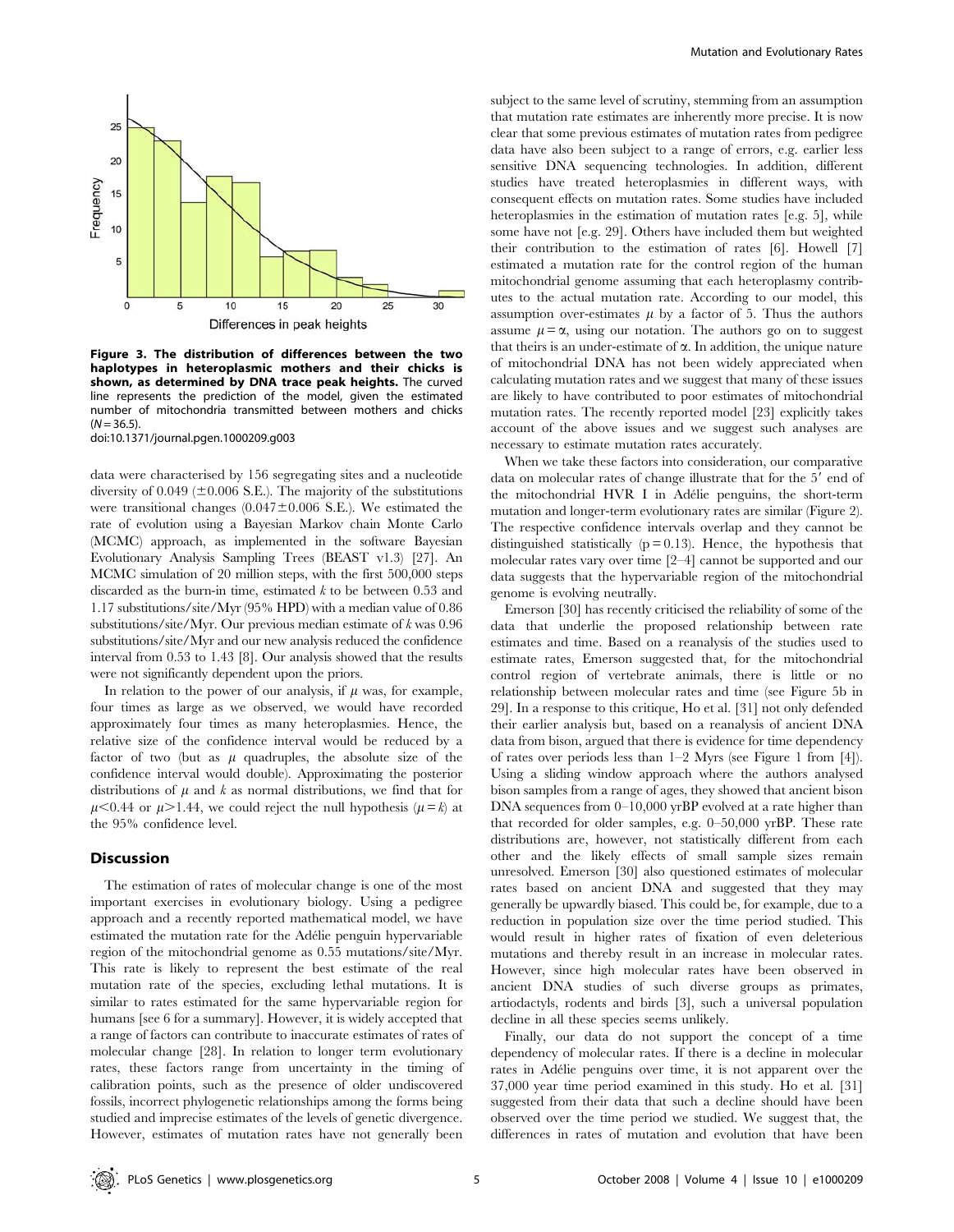**Figure 3. The distribution of differences between the two haplotypes in heteroplasmic mothers and their chicks is shown, as determined by DNA trace peak heights.** The curved line represents the prediction of the model, given the estimated number of mitochondria transmitted between mothers and chicks ($N = 36.5$).

doi:10.1371/journal.pgen.1000209.g003

data were characterised by 156 segregating sites and a nucleotide diversity of 0.049 (±0.006 S.E.). The majority of the substitutions were transitional changes (0.047±0.006 S.E.). We estimated the rate of evolution using a Bayesian Markov chain Monte Carlo (MCMC) approach, as implemented in the software Bayesian Evolutionary Analysis Sampling Trees (BEAST v1.3) [27]. An MCMC simulation of 20 million steps, with the first 500,000 steps discarded as the burn-in time, estimated $k$ to be between 0.53 and 1.17 substitutions/site/Myr (95% HPD) with a median value of 0.86 substitutions/site/Myr. Our previous median estimate of $k$ was 0.96 substitutions/site/Myr and our new analysis reduced the confidence interval from 0.53 to 1.43 [8]. Our analysis showed that the results were not significantly dependent upon the priors.

In relation to the power of our analysis, if $\mu$ was, for example, four times as large as we observed, we would have recorded approximately four times as many heteroplasmies. Hence, the relative size of the confidence interval would be reduced by a factor of two (but as $\mu$ quadruples, the absolute size of the confidence interval would double). Approximating the posterior distributions of $\mu$ and $k$ as normal distributions, we find that for $\mu < 0.44$ or $\mu > 1.44$, we could reject the null hypothesis ($\mu = k$) at the 95% confidence level.

## Discussion

The estimation of rates of molecular change is one of the most important exercises in evolutionary biology. Using a pedigree approach and a recently reported mathematical model, we have estimated the mutation rate for the Adélie penguin hypervariable region of the mitochondrial genome as 0.55 mutations/site/Myr. This rate is likely to represent the best estimate of the real mutation rate of the species, excluding lethal mutations. It is similar to rates estimated for the same hypervariable region for humans [see 6 for a summary]. However, it is widely accepted that a range of factors can contribute to inaccurate estimates of rates of molecular change [28]. In relation to longer term evolutionary rates, these factors range from uncertainty in the timing of calibration points, such as the presence of older undiscovered fossils, incorrect phylogenetic relationships among the forms being studied and imprecise estimates of the levels of genetic divergence. However, estimates of mutation rates have not generally been subject to the same level of scrutiny, stemming from an assumption that mutation rate estimates are inherently more precise. It is now clear that some previous estimates of mutation rates from pedigree data have also been subject to a range of errors, e.g. earlier less sensitive DNA sequencing technologies. In addition, different studies have treated heteroplasmies in different ways, with consequent effects on mutation rates. Some studies have included heteroplasmies in the estimation of mutation rates [e.g. 5], while some have not [e.g. 29]. Others have included them but weighted their contribution to the estimation of rates [6]. Howell [7] estimated a mutation rate for the control region of the human mitochondrial genome assuming that each heteroplasmy contributes to the actual mutation rate. According to our model, this assumption over-estimates $\mu$ by a factor of 5. Thus the authors assume $\mu = \alpha$, using our notation. The authors go on to suggest that theirs is an under-estimate of $\alpha$. In addition, the unique nature of mitochondrial DNA has not been widely appreciated when calculating mutation rates and we suggest that many of these issues are likely to have contributed to poor estimates of mitochondrial mutation rates. The recently reported model [23] explicitly takes account of the above issues and we suggest such analyses are necessary to estimate mutation rates accurately.

When we take these factors into consideration, our comparative data on molecular rates of change illustrate that for the 5′ end of the mitochondrial HVR I in Adélie penguins, the short-term mutation and longer-term evolutionary rates are similar (Figure 2). The respective confidence intervals overlap and they cannot be distinguished statistically ($p = 0.13$). Hence, the hypothesis that molecular rates vary over time [2–4] cannot be supported and our data suggests that the hypervariable region of the mitochondrial genome is evolving neutrally.

Emerson [30] has recently criticised the reliability of some of the data that underlie the proposed relationship between rate estimates and time. Based on a reanalysis of the studies used to estimate rates, Emerson suggested that, for the mitochondrial control region of vertebrate animals, there is little or no relationship between molecular rates and time (see Figure 5b in 29]. In a response to this critique, Ho et al. [31] not only defended their earlier analysis but, based on a reanalysis of ancient DNA data from bison, argued that there is evidence for time dependency of rates over periods less than 1–2 Myrs (see Figure 1 from [4]). Using a sliding window approach where the authors analysed bison samples from a range of ages, they showed that ancient bison DNA sequences from 0–10,000 yrBP evolved at a rate higher than that recorded for older samples, e.g. 0–50,000 yrBP. These rate distributions are, however, not statistically different from each other and the likely effects of small sample sizes remain unresolved. Emerson [30] also questioned estimates of molecular rates based on ancient DNA and suggested that they may generally be upwardly biased. This could be, for example, due to a reduction in population size over the time period studied. This would result in higher rates of fixation of even deleterious mutations and thereby result in an increase in molecular rates. However, since high molecular rates have been observed in ancient DNA studies of such diverse groups as primates, artiodactyls, rodents and birds [3], such a universal population decline in all these species seems unlikely.

Finally, our data do not support the concept of a time dependency of molecular rates. If there is a decline in molecular rates in Adélie penguins over time, it is not apparent over the 37,000 year time period examined in this study. Ho et al. [31] suggested from their data that such a decline should have been observed over the time period we studied. We suggest that, the differences in rates of mutation and evolution that have been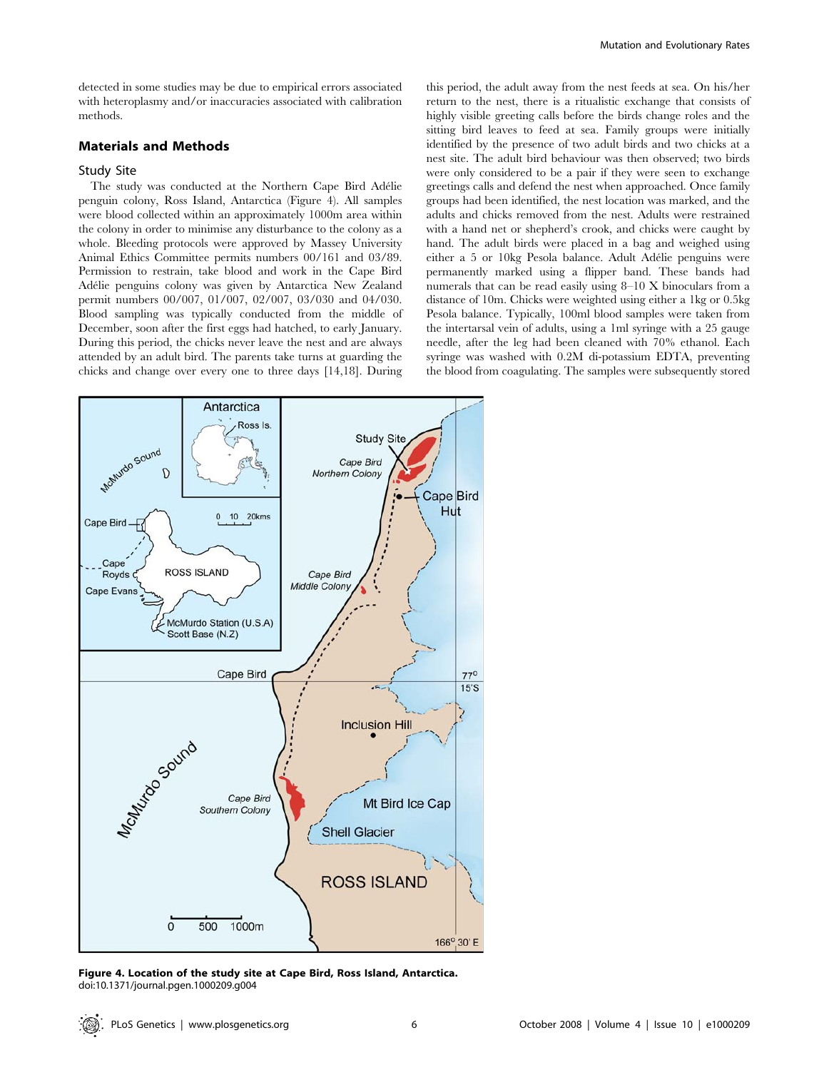detected in some studies may be due to empirical errors associated with heteroplasmy and/or inaccuracies associated with calibration methods.

## Materials and Methods

### Study Site

The study was conducted at the Northern Cape Bird Adélie penguin colony, Ross Island, Antarctica (Figure 4). All samples were blood collected within an approximately 1000m area within the colony in order to minimise any disturbance to the colony as a whole. Bleeding protocols were approved by Massey University Animal Ethics Committee permits numbers 00/161 and 03/89. Permission to restrain, take blood and work in the Cape Bird Adélie penguins colony was given by Antarctica New Zealand permit numbers 00/007, 01/007, 02/007, 03/030 and 04/030. Blood sampling was typically conducted from the middle of December, soon after the first eggs had hatched, to early January. During this period, the chicks never leave the nest and are always attended by an adult bird. The parents take turns at guarding the chicks and change over every one to three days [14,18]. During this period, the adult away from the nest feeds at sea. On his/her return to the nest, there is a ritualistic exchange that consists of highly visible greeting calls before the birds change roles and the sitting bird leaves to feed at sea. Family groups were initially identified by the presence of two adult birds and two chicks at a nest site. The adult bird behaviour was then observed; two birds were only considered to be a pair if they were seen to exchange greetings calls and defend the nest when approached. Once family groups had been identified, the nest location was marked, and the adults and chicks removed from the nest. Adults were restrained with a hand net or shepherd's crook, and chicks were caught by hand. The adult birds were placed in a bag and weighed using either a 5 or 10kg Pesola balance. Adult Adélie penguins were permanently marked using a flipper band. These bands had numerals that can be read easily using 8–10 X binoculars from a distance of 10m. Chicks were weighted using either a 1kg or 0.5kg Pesola balance. Typically, 100ml blood samples were taken from the intertarsal vein of adults, using a 1ml syringe with a 25 gauge needle, after the leg had been cleaned with 70% ethanol. Each syringe was washed with 0.2M di-potassium EDTA, preventing the blood from coagulating. The samples were subsequently stored

**Figure 4. Location of the study site at Cape Bird, Ross Island, Antarctica.**
doi:10.1371/journal.pgen.1000209.g004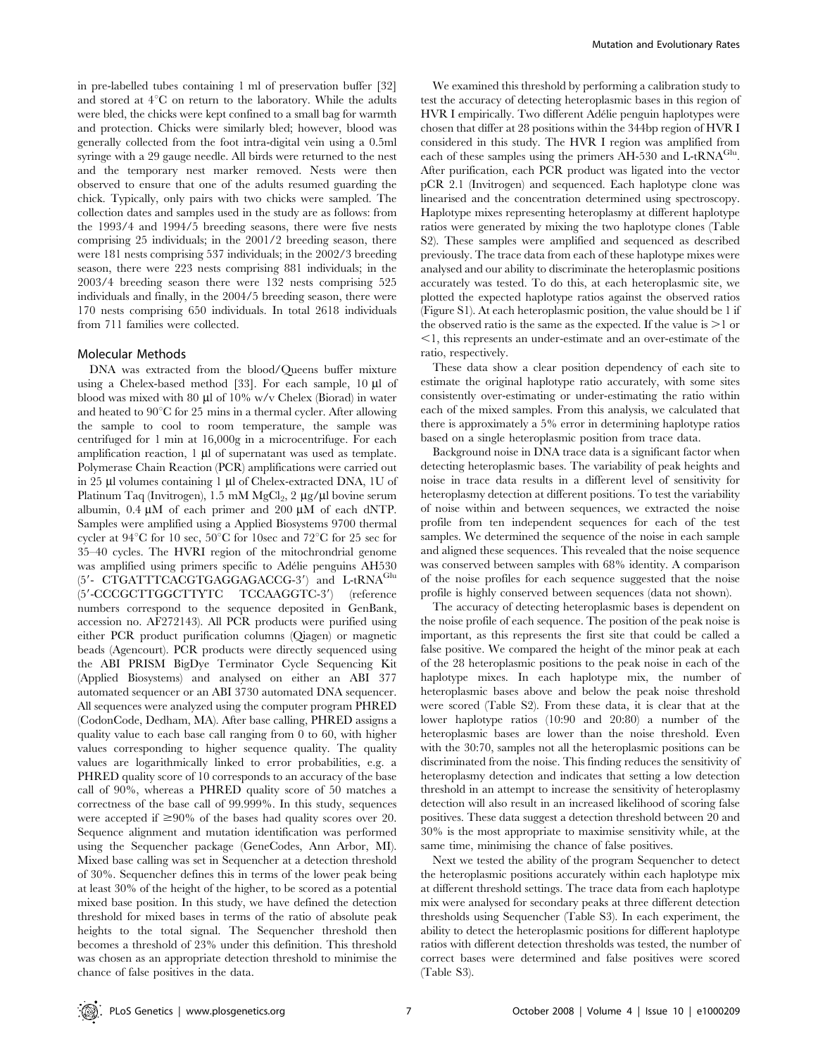in pre-labelled tubes containing 1 ml of preservation buffer [32] and stored at 4°C on return to the laboratory. While the adults were bled, the chicks were kept confined to a small bag for warmth and protection. Chicks were similarly bled; however, blood was generally collected from the foot intra-digital vein using a 0.5ml syringe with a 29 gauge needle. All birds were returned to the nest and the temporary nest marker removed. Nests were then observed to ensure that one of the adults resumed guarding the chick. Typically, only pairs with two chicks were sampled. The collection dates and samples used in the study are as follows: from the 1993/4 and 1994/5 breeding seasons, there were five nests comprising 25 individuals; in the 2001/2 breeding season, there were 181 nests comprising 537 individuals; in the 2002/3 breeding season, there were 223 nests comprising 881 individuals; in the 2003/4 breeding season there were 132 nests comprising 525 individuals and finally, in the 2004/5 breeding season, there were 170 nests comprising 650 individuals. In total 2618 individuals from 711 families were collected.

## Molecular Methods

DNA was extracted from the blood/Queens buffer mixture using a Chelex-based method [33]. For each sample, 10 µl of blood was mixed with 80 µl of 10% w/v Chelex (Biorad) in water and heated to 90°C for 25 mins in a thermal cycler. After allowing the sample to cool to room temperature, the sample was centrifuged for 1 min at 16,000g in a microcentrifuge. For each amplification reaction, 1 µl of supernatant was used as template. Polymerase Chain Reaction (PCR) amplifications were carried out in 25 µl volumes containing 1 µl of Chelex-extracted DNA, 1U of Platinum Taq (Invitrogen), 1.5 mM $MgCl_2$, 2 µg/µl bovine serum albumin, 0.4 µM of each primer and 200 µM of each dNTP. Samples were amplified using a Applied Biosystems 9700 thermal cycler at 94°C for 10 sec, 50°C for 10sec and 72°C for 25 sec for 35–40 cycles. The HVRI region of the mitochrondrial genome was amplified using primers specific to Adélie penguins AH530 (5′- CTGATTTCACGTGAGGAGACCG-3′) and L-tRNA$^{Glu}$ (5′-CCCGCTTGGCTTYTC TCCAAGGTC-3′) (reference numbers correspond to the sequence deposited in GenBank, accession no. AF272143). All PCR products were purified using either PCR product purification columns (Qiagen) or magnetic beads (Agencourt). PCR products were directly sequenced using the ABI PRISM BigDye Terminator Cycle Sequencing Kit (Applied Biosystems) and analysed on either an ABI 377 automated sequencer or an ABI 3730 automated DNA sequencer. All sequences were analyzed using the computer program PHRED (CodonCode, Dedham, MA). After base calling, PHRED assigns a quality value to each base call ranging from 0 to 60, with higher values corresponding to higher sequence quality. The quality values are logarithmically linked to error probabilities, e.g. a PHRED quality score of 10 corresponds to an accuracy of the base call of 90%, whereas a PHRED quality score of 50 matches a correctness of the base call of 99.999%. In this study, sequences were accepted if ≥90% of the bases had quality scores over 20. Sequence alignment and mutation identification was performed using the Sequencher package (GeneCodes, Ann Arbor, MI). Mixed base calling was set in Sequencher at a detection threshold of 30%. Sequencher defines this in terms of the lower peak being at least 30% of the height of the higher, to be scored as a potential mixed base position. In this study, we have defined the detection threshold for mixed bases in terms of the ratio of absolute peak heights to the total signal. The Sequencher threshold then becomes a threshold of 23% under this definition. This threshold was chosen as an appropriate detection threshold to minimise the chance of false positives in the data.

We examined this threshold by performing a calibration study to test the accuracy of detecting heteroplasmic bases in this region of HVR I empirically. Two different Adélie penguin haplotypes were chosen that differ at 28 positions within the 344bp region of HVR I considered in this study. The HVR I region was amplified from each of these samples using the primers AH-530 and L-tRNA$^{Glu}$. After purification, each PCR product was ligated into the vector pCR 2.1 (Invitrogen) and sequenced. Each haplotype clone was linearised and the concentration determined using spectroscopy. Haplotype mixes representing heteroplasmy at different haplotype ratios were generated by mixing the two haplotype clones (Table S2). These samples were amplified and sequenced as described previously. The trace data from each of these haplotype mixes were analysed and our ability to discriminate the heteroplasmic positions accurately was tested. To do this, at each heteroplasmic site, we plotted the expected haplotype ratios against the observed ratios (Figure S1). At each heteroplasmic position, the value should be 1 if the observed ratio is the same as the expected. If the value is >1 or <1, this represents an under-estimate and an over-estimate of the ratio, respectively.

These data show a clear position dependency of each site to estimate the original haplotype ratio accurately, with some sites consistently over-estimating or under-estimating the ratio within each of the mixed samples. From this analysis, we calculated that there is approximately a 5% error in determining haplotype ratios based on a single heteroplasmic position from trace data.

Background noise in DNA trace data is a significant factor when detecting heteroplasmic bases. The variability of peak heights and noise in trace data results in a different level of sensitivity for heteroplasmy detection at different positions. To test the variability of noise within and between sequences, we extracted the noise profile from ten independent sequences for each of the test samples. We determined the sequence of the noise in each sample and aligned these sequences. This revealed that the noise sequence was conserved between samples with 68% identity. A comparison of the noise profiles for each sequence suggested that the noise profile is highly conserved between sequences (data not shown).

The accuracy of detecting heteroplasmic bases is dependent on the noise profile of each sequence. The position of the peak noise is important, as this represents the first site that could be called a false positive. We compared the height of the minor peak at each of the 28 heteroplasmic positions to the peak noise in each of the haplotype mixes. In each haplotype mix, the number of heteroplasmic bases above and below the peak noise threshold were scored (Table S2). From these data, it is clear that at the lower haplotype ratios (10:90 and 20:80) a number of the heteroplasmic bases are lower than the noise threshold. Even with the 30:70, samples not all the heteroplasmic positions can be discriminated from the noise. This finding reduces the sensitivity of heteroplasmy detection and indicates that setting a low detection threshold in an attempt to increase the sensitivity of heteroplasmy detection will also result in an increased likelihood of scoring false positives. These data suggest a detection threshold between 20 and 30% is the most appropriate to maximise sensitivity while, at the same time, minimising the chance of false positives.

Next we tested the ability of the program Sequencher to detect the heteroplasmic positions accurately within each haplotype mix at different threshold settings. The trace data from each haplotype mix were analysed for secondary peaks at three different detection thresholds using Sequencher (Table S3). In each experiment, the ability to detect the heteroplasmic positions for different haplotype ratios with different detection thresholds was tested, the number of correct bases were determined and false positives were scored (Table S3).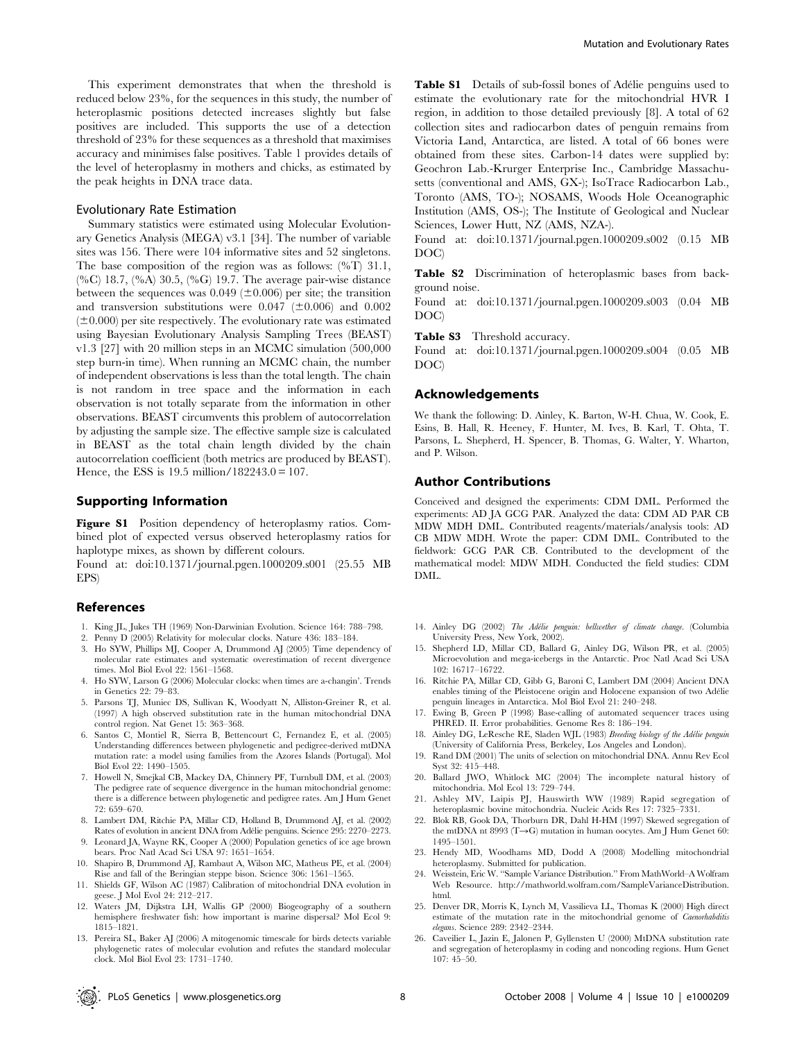This experiment demonstrates that when the threshold is reduced below 23%, for the sequences in this study, the number of heteroplasmic positions detected increases slightly but false positives are included. This supports the use of a detection threshold of 23% for these sequences as a threshold that maximises accuracy and minimises false positives. Table 1 provides details of the level of heteroplasmy in mothers and chicks, as estimated by the peak heights in DNA trace data.

### Evolutionary Rate Estimation

Summary statistics were estimated using Molecular Evolutionary Genetics Analysis (MEGA) v3.1 [34]. The number of variable sites was 156. There were 104 informative sites and 52 singletons. The base composition of the region was as follows: (%T) 31.1, (%C) 18.7, (%A) 30.5, (%G) 19.7. The average pair-wise distance between the sequences was 0.049 (±0.006) per site; the transition and transversion substitutions were 0.047 (±0.006) and 0.002 (±0.000) per site respectively. The evolutionary rate was estimated using Bayesian Evolutionary Analysis Sampling Trees (BEAST) v1.3 [27] with 20 million steps in an MCMC simulation (500,000 step burn-in time). When running an MCMC chain, the number of independent observations is less than the total length. The chain is not random in tree space and the information in each observation is not totally separate from the information in other observations. BEAST circumvents this problem of autocorrelation by adjusting the sample size. The effective sample size is calculated in BEAST as the total chain length divided by the chain autocorrelation coefficient (both metrics are produced by BEAST). Hence, the ESS is 19.5 million/182243.0 = 107.

## Supporting Information

**Figure S1** Position dependency of heteroplasmy ratios. Combined plot of expected versus observed heteroplasmy ratios for haplotype mixes, as shown by different colours.
Found at: doi:10.1371/journal.pgen.1000209.s001 (25.55 MB EPS)

**Table S1** Details of sub-fossil bones of Adélie penguins used to estimate the evolutionary rate for the mitochondrial HVR I region, in addition to those detailed previously [8]. A total of 62 collection sites and radiocarbon dates of penguin remains from Victoria Land, Antarctica, are listed. A total of 66 bones were obtained from these sites. Carbon-14 dates were supplied by: Geochron Lab.-Krurger Enterprise Inc., Cambridge Massachusetts (conventional and AMS, GX-); IsoTrace Radiocarbon Lab., Toronto (AMS, TO-); NOSAMS, Woods Hole Oceanographic Institution (AMS, OS-); The Institute of Geological and Nuclear Sciences, Lower Hutt, NZ (AMS, NZA-).
Found at: doi:10.1371/journal.pgen.1000209.s002 (0.15 MB DOC)

**Table S2** Discrimination of heteroplasmic bases from background noise.
Found at: doi:10.1371/journal.pgen.1000209.s003 (0.04 MB DOC)

**Table S3** Threshold accuracy.
Found at: doi:10.1371/journal.pgen.1000209.s004 (0.05 MB DOC)

## Acknowledgements

We thank the following: D. Ainley, K. Barton, W-H. Chua, W. Cook, E. Esins, B. Hall, R. Heeney, F. Hunter, M. Ives, B. Karl, T. Ohta, T. Parsons, L. Shepherd, H. Spencer, B. Thomas, G. Walter, Y. Wharton, and P. Wilson.

## Author Contributions

Conceived and designed the experiments: CDM DML. Performed the experiments: AD JA GCG PAR. Analyzed the data: CDM AD PAR CB MDW MDH DML. Contributed reagents/materials/analysis tools: AD CB MDW MDH. Wrote the paper: CDM DML. Contributed to the fieldwork: GCG PAR CB. Contributed to the development of the mathematical model: MDW MDH. Conducted the field studies: CDM DML.

## References

1. King JL, Jukes TH (1969) Non-Darwinian Evolution. Science 164: 788–798.
2. Penny D (2005) Relativity for molecular clocks. Nature 436: 183–184.
3. Ho SYW, Phillips MJ, Cooper A, Drummond AJ (2005) Time dependency of molecular rate estimates and systematic overestimation of recent divergence times. Mol Biol Evol 22: 1561–1568.
4. Ho SYW, Larson G (2006) Molecular clocks: when times are a-changin'. Trends in Genetics 22: 79–83.
5. Parsons TJ, Muniec DS, Sullivan K, Woodyatt N, Alliston-Greiner R, et al. (1997) A high observed substitution rate in the human mitochondrial DNA control region. Nat Genet 15: 363–368.
6. Santos C, Montiel R, Sierra B, Bettencourt C, Fernandez E, et al. (2005) Understanding differences between phylogenetic and pedigree-derived mtDNA mutation rate: a model using families from the Azores Islands (Portugal). Mol Biol Evol 22: 1490–1505.
7. Howell N, Smejkal CB, Mackey DA, Chinnery PF, Turnbull DM, et al. (2003) The pedigree rate of sequence divergence in the human mitochondrial genome: there is a difference between phylogenetic and pedigree rates. Am J Hum Genet 72: 659–670.
8. Lambert DM, Ritchie PA, Millar CD, Holland B, Drummond AJ, et al. (2002) Rates of evolution in ancient DNA from Adélie penguins. Science 295: 2270–2273.
9. Leonard JA, Wayne RK, Cooper A (2000) Population genetics of ice age brown bears. Proc Natl Acad Sci USA 97: 1651–1654.
10. Shapiro B, Drummond AJ, Rambaut A, Wilson MC, Matheus PE, et al. (2004) Rise and fall of the Beringian steppe bison. Science 306: 1561–1565.
11. Shields GF, Wilson AC (1987) Calibration of mitochondrial DNA evolution in geese. J Mol Evol 24: 212–217.
12. Waters JM, Dijkstra LH, Wallis GP (2000) Biogeography of a southern hemisphere freshwater fish: how important is marine dispersal? Mol Ecol 9: 1815–1821.
13. Pereira SL, Baker AJ (2006) A mitogenomic timescale for birds detects variable phylogenetic rates of molecular evolution and refutes the standard molecular clock. Mol Biol Evol 23: 1731–1740.
14. Ainley DG (2002) *The Adélie penguin: bellwether of climate change*. (Columbia University Press, New York, 2002).
15. Shepherd LD, Millar CD, Ballard G, Ainley DG, Wilson PR, et al. (2005) Microevolution and mega-icebergs in the Antarctic. Proc Natl Acad Sci USA 102: 16717–16722.
16. Ritchie PA, Millar CD, Gibb G, Baroni C, Lambert DM (2004) Ancient DNA enables timing of the Pleistocene origin and Holocene expansion of two Adélie penguin lineages in Antarctica. Mol Biol Evol 21: 240–248.
17. Ewing B, Green P (1998) Base-calling of automated sequencer traces using PHRED. II. Error probabilities. Genome Res 8: 186–194.
18. Ainley DG, LeResche RE, Sladen WJL (1983) *Breeding biology of the Adélie penguin* (University of California Press, Berkeley, Los Angeles and London).
19. Rand DM (2001) The units of selection on mitochondrial DNA. Annu Rev Ecol Syst 32: 415–448.
20. Ballard JWO, Whitlock MC (2004) The incomplete natural history of mitochondria. Mol Ecol 13: 729–744.
21. Ashley MV, Laipis PJ, Hauswirth WW (1989) Rapid segregation of heteroplasmic bovine mitochondria. Nucleic Acids Res 17: 7325–7331.
22. Blok RB, Gook DA, Thorburn DR, Dahl H-HM (1997) Skewed segregation of the mtDNA nt 8993 (T→G) mutation in human oocytes. Am J Hum Genet 60: 1495–1501.
23. Hendy MD, Woodhams MD, Dodd A (2008) Modelling mitochondrial heteroplasmy. Submitted for publication.
24. Weisstein, Eric W. "Sample Variance Distribution." From MathWorld–A Wolfram Web Resource. http://mathworld.wolfram.com/SampleVarianceDistribution.html.
25. Denver DR, Morris K, Lynch M, Vassilieva LL, Thomas K (2000) High direct estimate of the mutation rate in the mitochondrial genome of *Caenorhabditis elegans*. Science 289: 2342–2344.
26. Caveilier L, Jazin E, Jalonen P, Gyllensten U (2000) MtDNA substitution rate and segregation of heteroplasmy in coding and noncoding regions. Hum Genet 107: 45–50.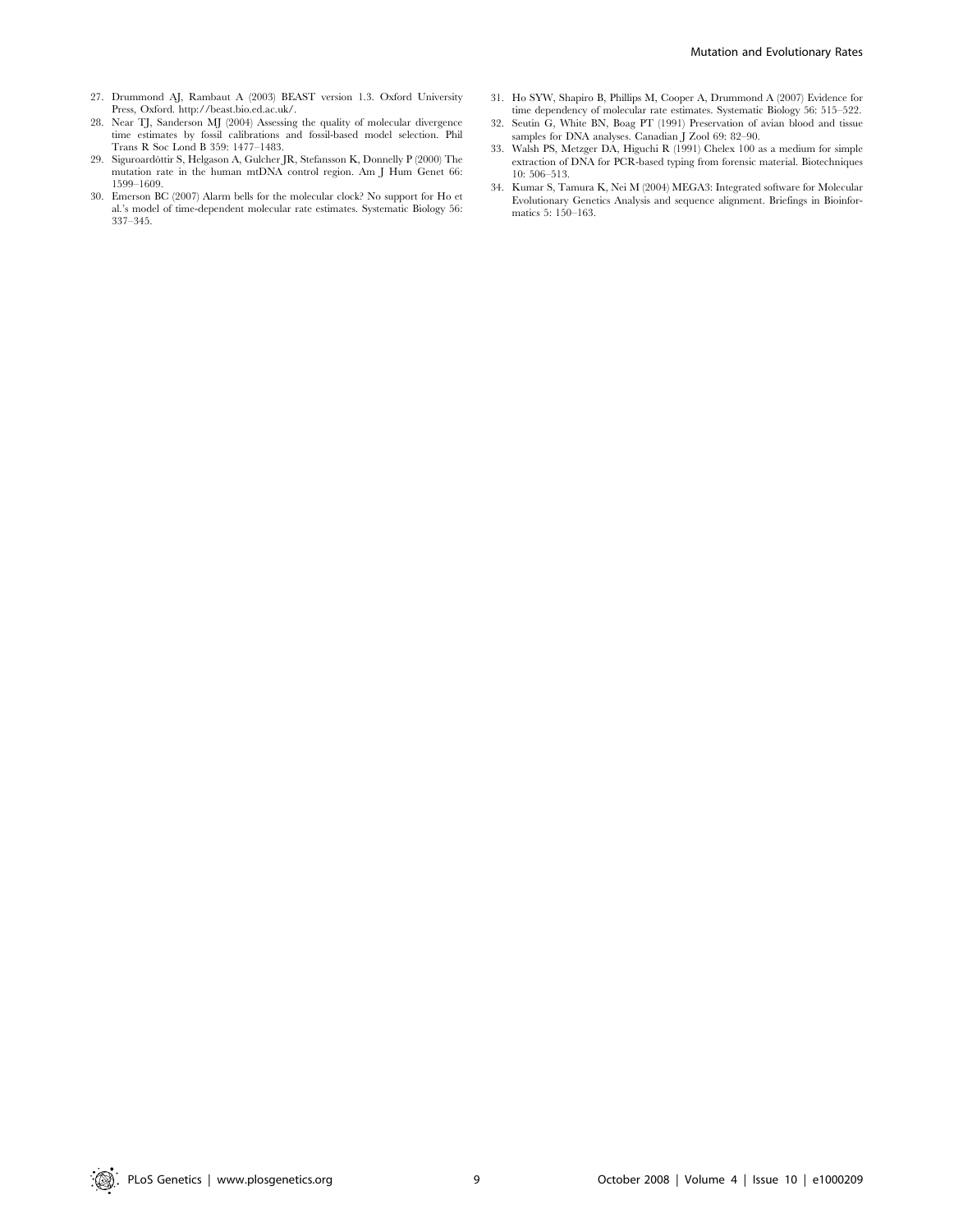27. Drummond AJ, Rambaut A (2003) BEAST version 1.3. Oxford University Press, Oxford. http://beast.bio.ed.ac.uk/.
28. Near TJ, Sanderson MJ (2004) Assessing the quality of molecular divergence time estimates by fossil calibrations and fossil-based model selection. Phil Trans R Soc Lond B 359: 1477–1483.
29. Siguroardóttir S, Helgason A, Gulcher JR, Stefansson K, Donnelly P (2000) The mutation rate in the human mtDNA control region. Am J Hum Genet 66: 1599–1609.
30. Emerson BC (2007) Alarm bells for the molecular clock? No support for Ho et al.'s model of time-dependent molecular rate estimates. Systematic Biology 56: 337–345.
31. Ho SYW, Shapiro B, Phillips M, Cooper A, Drummond A (2007) Evidence for time dependency of molecular rate estimates. Systematic Biology 56: 515–522.
32. Seutin G, White BN, Boag PT (1991) Preservation of avian blood and tissue samples for DNA analyses. Canadian J Zool 69: 82–90.
33. Walsh PS, Metzger DA, Higuchi R (1991) Chelex 100 as a medium for simple extraction of DNA for PCR-based typing from forensic material. Biotechniques 10: 506–513.
34. Kumar S, Tamura K, Nei M (2004) MEGA3: Integrated software for Molecular Evolutionary Genetics Analysis and sequence alignment. Briefings in Bioinformatics 5: 150–163.